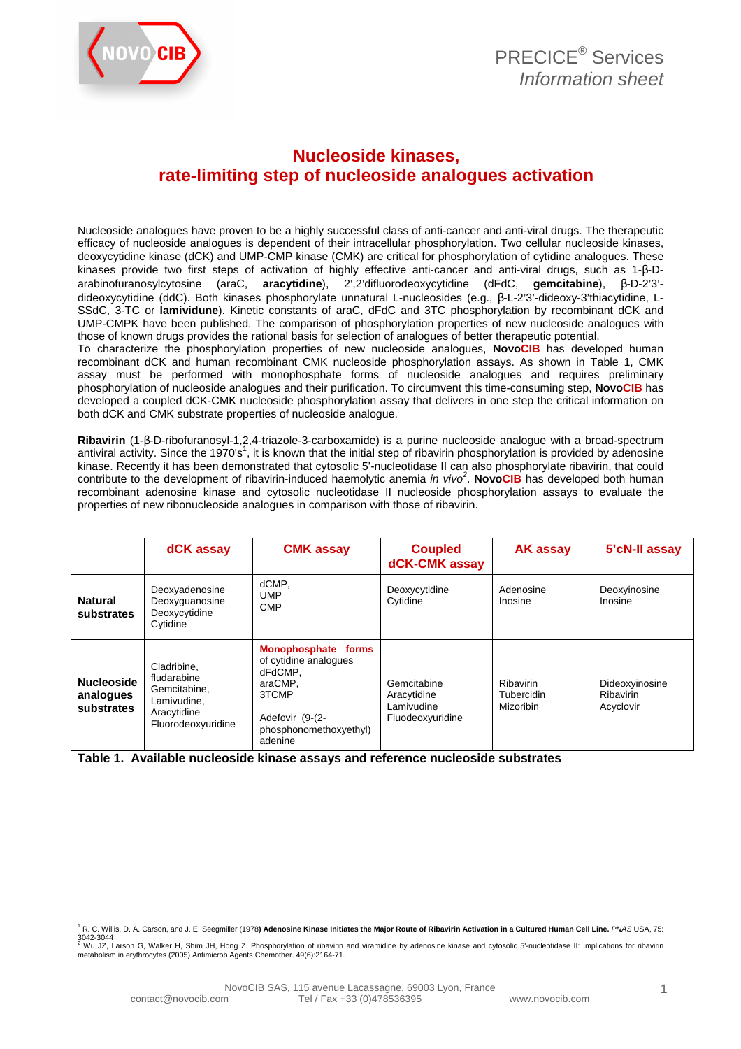PRECICE® Services
*Information sheet*

# Nucleoside kinases, rate-limiting step of nucleoside analogues activation

Nucleoside analogues have proven to be a highly successful class of anti-cancer and anti-viral drugs. The therapeutic efficacy of nucleoside analogues is dependent of their intracellular phosphorylation. Two cellular nucleoside kinases, deoxycytidine kinase (dCK) and UMP-CMP kinase (CMK) are critical for phosphorylation of cytidine analogues. These kinases provide two first steps of activation of highly effective anti-cancer and anti-viral drugs, such as 1-β-D-arabinofuranosylcytosine (araC, **aracytidine**), 2',2'difluorodeoxycytidine (dFdC, **gemcitabine**), β-D-2'3'-dideoxycytidine (ddC). Both kinases phosphorylate unnatural L-nucleosides (e.g., β-L-2'3'-dideoxy-3'thiacytidine, L-SSdC, 3-TC or **lamividune**). Kinetic constants of araC, dFdC and 3TC phosphorylation by recombinant dCK and UMP-CMPK have been published. The comparison of phosphorylation properties of new nucleoside analogues with those of known drugs provides the rational basis for selection of analogues of better therapeutic potential.

To characterize the phosphorylation properties of new nucleoside analogues, **NovoCIB** has developed human recombinant dCK and human recombinant CMK nucleoside phosphorylation assays. As shown in Table 1, CMK assay must be performed with monophosphate forms of nucleoside analogues and requires preliminary phosphorylation of nucleoside analogues and their purification. To circumvent this time-consuming step, **NovoCIB** has developed a coupled dCK-CMK nucleoside phosphorylation assay that delivers in one step the critical information on both dCK and CMK substrate properties of nucleoside analogue.

**Ribavirin** (1-β-D-ribofuranosyl-1,2,4-triazole-3-carboxamide) is a purine nucleoside analogue with a broad-spectrum antiviral activity. Since the 1970's[1], it is known that the initial step of ribavirin phosphorylation is provided by adenosine kinase. Recently it has been demonstrated that cytosolic 5'-nucleotidase II can also phosphorylate ribavirin, that could contribute to the development of ribavirin-induced haemolytic anemia *in vivo*[2]. **NovoCIB** has developed both human recombinant adenosine kinase and cytosolic nucleotidase II nucleoside phosphorylation assays to evaluate the properties of new ribonucleoside analogues in comparison with those of ribavirin.

| | dCK assay | CMK assay | Coupled dCK-CMK assay | AK assay | 5'cN-II assay |
|---|---|---|---|---|---|
| **Natural substrates** | Deoxyadenosine<br>Deoxyguanosine<br>Deoxycytidine<br>Cytidine | dCMP,<br>UMP<br>CMP | Deoxycytidine<br>Cytidine | Adenosine<br>Inosine | Deoxyinosine<br>Inosine |
| **Nucleoside analogues substrates** | Cladribine,<br>fludarabine<br>Gemcitabine,<br>Lamivudine,<br>Aracytidine<br>Fluorodeoxyuridine | **Monophosphate forms** of cytidine analogues<br>dFdCMP,<br>araCMP,<br>3TCMP<br><br>Adefovir (9-(2-phosphonomethoxyethyl) adenine | Gemcitabine<br>Aracytidine<br>Lamivudine<br>Fluodeoxyuridine | Ribavirin<br>Tubercidin<br>Mizoribin | Dideoxyinosine<br>Ribavirin<br>Acyclovir |

**Table 1. Available nucleoside kinase assays and reference nucleoside substrates**

[1] R. C. Willis, D. A. Carson, and J. E. Seegmiller (1978) **Adenosine Kinase Initiates the Major Route of Ribavirin Activation in a Cultured Human Cell Line.** *PNAS* USA, 75: 3042-3044

[2] Wu JZ, Larson G, Walker H, Shim JH, Hong Z. Phosphorylation of ribavirin and viramidine by adenosine kinase and cytosolic 5'-nucleotidase II: Implications for ribavirin metabolism in erythrocytes (2005) Antimicrob Agents Chemother. 49(6):2164-71.

NovoCIB SAS, 115 avenue Lacassagne, 69003 Lyon, France
contact@novocib.com Tel / Fax +33 (0)478536395 www.novocib.com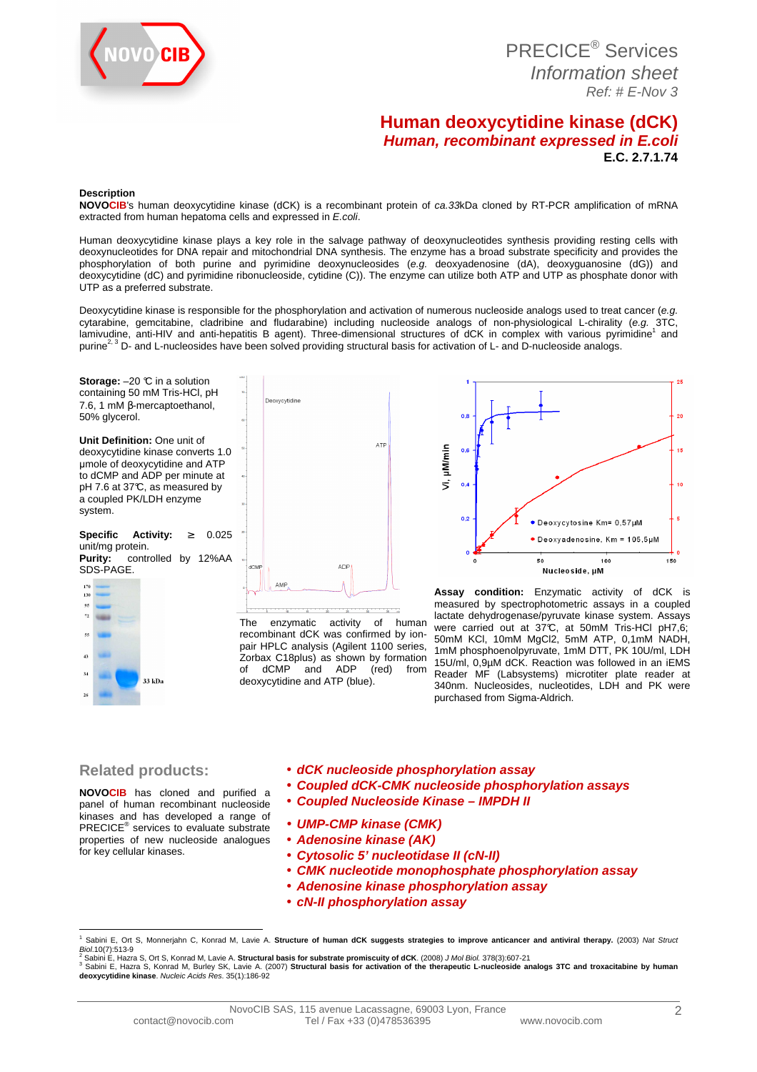PRECICE® Services
*Information sheet*
*Ref: # E-Nov 3*

# Human deoxycytidine kinase (dCK)

## *Human, recombinant expressed in E.coli*

**E.C. 2.7.1.74**

### Description

**NOVOCIB**'s human deoxycytidine kinase (dCK) is a recombinant protein of *ca.33*kDa cloned by RT-PCR amplification of mRNA extracted from human hepatoma cells and expressed in *E.coli*.

Human deoxycytidine kinase plays a key role in the salvage pathway of deoxynucleotides synthesis providing resting cells with deoxynucleotides for DNA repair and mitochondrial DNA synthesis. The enzyme has a broad substrate specificity and provides the phosphorylation of both purine and pyrimidine deoxynucleosides (*e.g.* deoxyadenosine (dA), deoxyguanosine (dG)) and deoxycytidine (dC) and pyrimidine ribonucleoside, cytidine (C)). The enzyme can utilize both ATP and UTP as phosphate donor with UTP as a preferred substrate.

Deoxycytidine kinase is responsible for the phosphorylation and activation of numerous nucleoside analogs used to treat cancer (*e.g.* cytarabine, gemcitabine, cladribine and fludarabine) including nucleoside analogs of non-physiological L-chirality (*e.g.* 3TC, lamivudine, anti-HIV and anti-hepatitis B agent). Three-dimensional structures of dCK in complex with various pyrimidine[1] and purine[2, 3] D- and L-nucleosides have been solved providing structural basis for activation of L- and D-nucleoside analogs.

**Storage:** –20 °C in a solution containing 50 mM Tris-HCl, pH 7.6, 1 mM β-mercaptoethanol, 50% glycerol.

**Unit Definition:** One unit of deoxycytidine kinase converts 1.0 µmole of deoxycytidine and ATP to dCMP and ADP per minute at pH 7.6 at 37°C, as measured by a coupled PK/LDH enzyme system.

**Specific Activity:** ≥ 0.025 unit/mg protein.

**Purity:** controlled by 12%AA SDS-PAGE.

The enzymatic activity of human recombinant dCK was confirmed by ion-pair HPLC analysis (Agilent 1100 series, Zorbax C18plus) as shown by formation of dCMP and ADP (red) from deoxycytidine and ATP (blue).

**Assay condition:** Enzymatic activity of dCK is measured by spectrophotometric assays in a coupled lactate dehydrogenase/pyruvate kinase system. Assays were carried out at 37°C, at 50mM Tris-HCl pH7,6; 50mM KCl, 10mM MgCl2, 5mM ATP, 0,1mM NADH, 1mM phosphoenolpyruvate, 1mM DTT, PK 10U/ml, LDH 15U/ml, 0,9µM dCK. Reaction was followed in an iEMS Reader MF (Labsystems) microtiter plate reader at 340nm. Nucleosides, nucleotides, LDH and PK were purchased from Sigma-Aldrich.

## Related products:

**NOVOCIB** has cloned and purified a panel of human recombinant nucleoside kinases and has developed a range of PRECICE® services to evaluate substrate properties of new nucleoside analogues for key cellular kinases.

- ***dCK nucleoside phosphorylation assay***
- ***Coupled dCK-CMK nucleoside phosphorylation assays***
- ***Coupled Nucleoside Kinase – IMPDH II***
- ***UMP-CMP kinase (CMK)***
- ***Adenosine kinase (AK)***
- ***Cytosolic 5' nucleotidase II (cN-II)***
- ***CMK nucleotide monophosphate phosphorylation assay***
- ***Adenosine kinase phosphorylation assay***
- ***cN-II phosphorylation assay***

---

[1] Sabini E, Ort S, Monnerjahn C, Konrad M, Lavie A. **Structure of human dCK suggests strategies to improve anticancer and antiviral therapy.** (2003) *Nat Struct Biol.*10(7):513-9

[2] Sabini E, Hazra S, Ort S, Konrad M, Lavie A. **Structural basis for substrate promiscuity of dCK**. (2008) *J Mol Biol.* 378(3):607-21

[3] Sabini E, Hazra S, Konrad M, Burley SK, Lavie A. (2007) **Structural basis for activation of the therapeutic L-nucleoside analogs 3TC and troxacitabine by human deoxycytidine kinase**. *Nucleic Acids Res.* 35(1):186-92

NovoCIB SAS, 115 avenue Lacassagne, 69003 Lyon, France
contact@novocib.com Tel / Fax +33 (0)478536395 www.novocib.com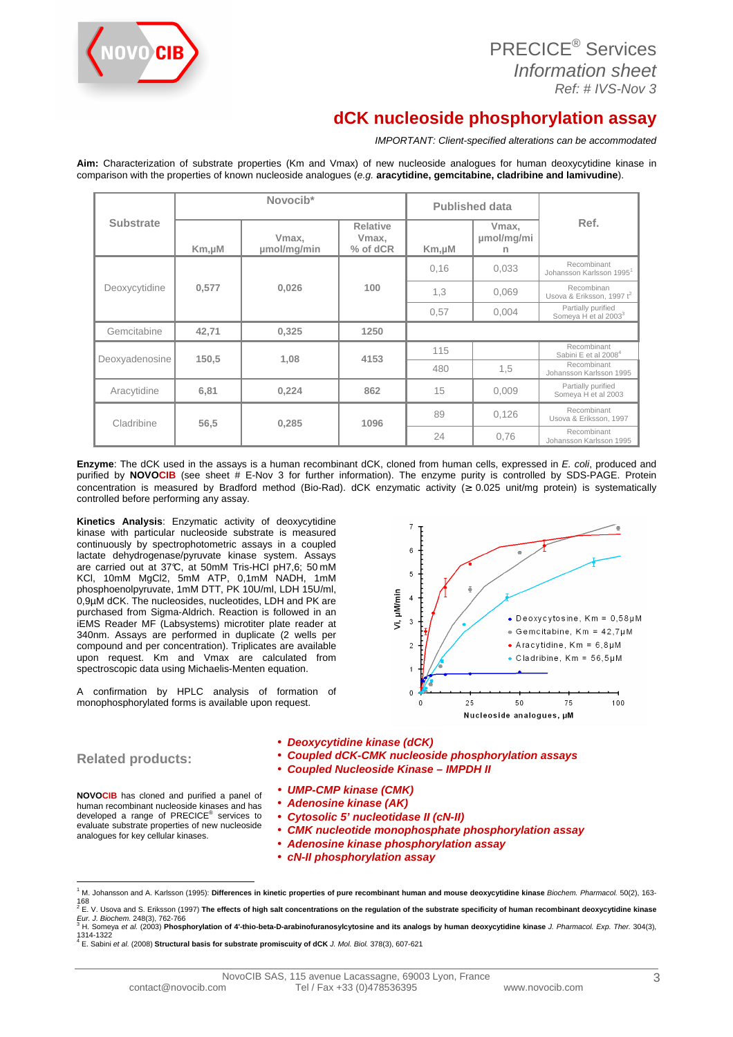# dCK nucleoside phosphorylation assay

*IMPORTANT: Client-specified alterations can be accommodated*

**Aim:** Characterization of substrate properties (Km and Vmax) of new nucleoside analogues for human deoxycytidine kinase in comparison with the properties of known nucleoside analogues (*e.g.* **aracytidine, gemcitabine, cladribine and lamivudine**).

| Substrate | Novocib* | | | Published data | | Ref. |
|---|---|---|---|---|---|---|
| | Km,µM | Vmax, µmol/mg/min | Relative Vmax, % of dCR | Km,µM | Vmax, µmol/mg/min | |
| Deoxycytidine | 0,577 | 0,026 | 100 | 0,16 | 0,033 | Recombinant Johansson Karlsson 1995[1] |
| | | | | 1,3 | 0,069 | Recombinant Usova & Eriksson, 1997 t[2] |
| | | | | 0,57 | 0,004 | Partially purified Someya H et al 2003[3] |
| Gemcitabine | 42,71 | 0,325 | 1250 | | | |
| Deoxyadenosine | 150,5 | 1,08 | 4153 | 115 | | Recombinant Sabini E et al 2008[4] |
| | | | | 480 | 1,5 | Recombinant Johansson Karlsson 1995 |
| Aracytidine | 6,81 | 0,224 | 862 | 15 | 0,009 | Partially purified Someya H et al 2003 |
| Cladribine | 56,5 | 0,285 | 1096 | 89 | 0,126 | Recombinant Usova & Eriksson, 1997 |
| | | | | 24 | 0,76 | Recombinant Johansson Karlsson 1995 |

**Enzyme**: The dCK used in the assays is a human recombinant dCK, cloned from human cells, expressed in *E. coli*, produced and purified by **NOVOCIB** (see sheet # E-Nov 3 for further information). The enzyme purity is controlled by SDS-PAGE. Protein concentration is measured by Bradford method (Bio-Rad). dCK enzymatic activity (≥ 0.025 unit/mg protein) is systematically controlled before performing any assay.

**Kinetics Analysis**: Enzymatic activity of deoxycytidine kinase with particular nucleoside substrate is measured continuously by spectrophotometric assays in a coupled lactate dehydrogenase/pyruvate kinase system. Assays are carried out at 37°C, at 50mM Tris-HCl pH7,6; 50 mM KCl, 10mM MgCl2, 5mM ATP, 0,1mM NADH, 1mM phosphoenolpyruvate, 1mM DTT, PK 10U/ml, LDH 15U/ml, 0,9µM dCK. The nucleosides, nucleotides, LDH and PK are purchased from Sigma-Aldrich. Reaction is followed in an iEMS Reader MF (Labsystems) microtiter plate reader at 340nm. Assays are performed in duplicate (2 wells per compound and per concentration). Triplicates are available upon request. Km and Vmax are calculated from spectroscopic data using Michaelis-Menten equation.

A confirmation by HPLC analysis of formation of monophosphorylated forms is available upon request.

## Related products:

**NOVOCIB** has cloned and purified a panel of human recombinant nucleoside kinases and has developed a range of PRECICE® services to evaluate substrate properties of new nucleoside analogues for key cellular kinases.

- ***Deoxycytidine kinase (dCK)***
- ***Coupled dCK-CMK nucleoside phosphorylation assays***
- ***Coupled Nucleoside Kinase – IMPDH II***
- ***UMP-CMP kinase (CMK)***
- ***Adenosine kinase (AK)***
- ***Cytosolic 5' nucleotidase II (cN-II)***
- ***CMK nucleotide monophosphate phosphorylation assay***
- ***Adenosine kinase phosphorylation assay***
- ***cN-II phosphorylation assay***

---

[1] M. Johansson and A. Karlsson (1995): **Differences in kinetic properties of pure recombinant human and mouse deoxycytidine kinase** *Biochem. Pharmacol.* 50(2), 163-168

[2] E. V. Usova and S. Eriksson (1997) **The effects of high salt concentrations on the regulation of the substrate specificity of human recombinant deoxycytidine kinase** *Eur. J. Biochem.* 248(3), 762-766

[3] H. Someya *et al.* (2003) **Phosphorylation of 4'-thio-beta-D-arabinofuranosylcytosine and its analogs by human deoxycytidine kinase** *J. Pharmacol. Exp. Ther.* 304(3), 1314-1322

[4] E. Sabini *et al.* (2008) **Structural basis for substrate promiscuity of dCK** *J. Mol. Biol.* 378(3), 607-621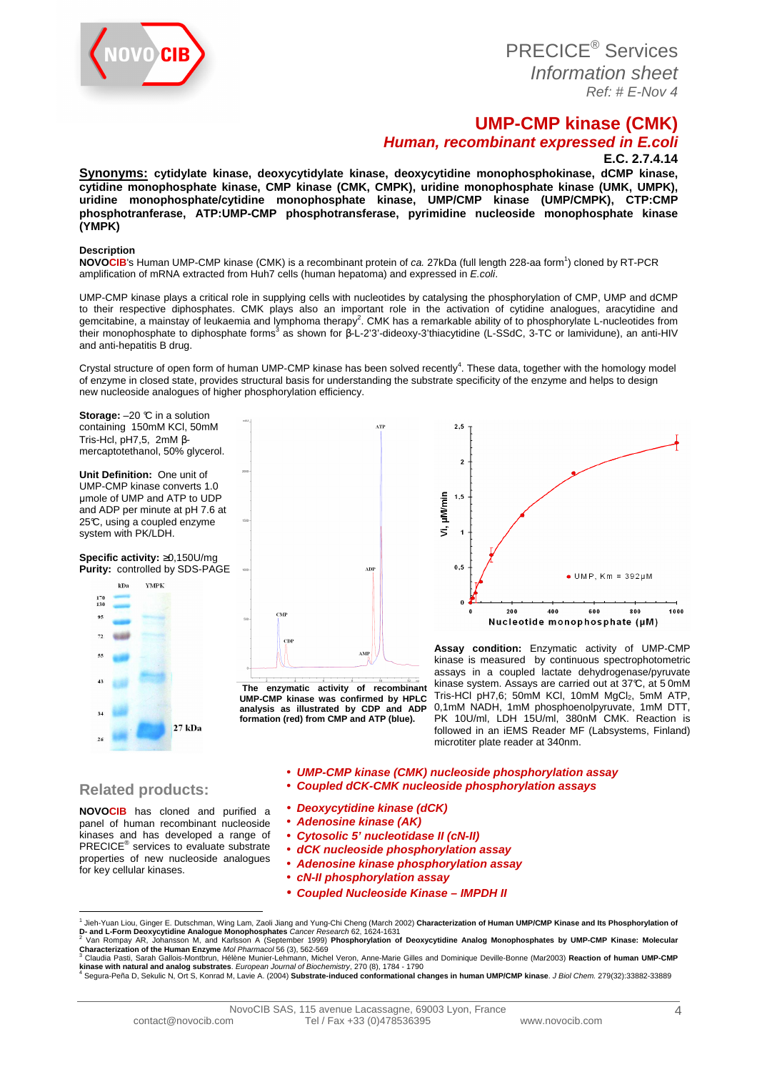PRECICE® Services
*Information sheet*
*Ref: # E-Nov 4*

# UMP-CMP kinase (CMK)

## *Human, recombinant expressed in E.coli*

**E.C. 2.7.4.14**

**Synonyms: cytidylate kinase, deoxycytidylate kinase, deoxycytidine monophosphokinase, dCMP kinase, cytidine monophosphate kinase, CMP kinase (CMK, CMPK), uridine monophosphate kinase (UMK, UMPK), uridine monophosphate/cytidine monophosphate kinase, UMP/CMP kinase (UMP/CMPK), CTP:CMP phosphotranferase, ATP:UMP-CMP phosphotransferase, pyrimidine nucleoside monophosphate kinase (YMPK)**

**Description**

**NOVOCIB**'s Human UMP-CMP kinase (CMK) is a recombinant protein of *ca.* 27kDa (full length 228-aa form[1]) cloned by RT-PCR amplification of mRNA extracted from Huh7 cells (human hepatoma) and expressed in *E.coli*.

UMP-CMP kinase plays a critical role in supplying cells with nucleotides by catalysing the phosphorylation of CMP, UMP and dCMP to their respective diphosphates. CMK plays also an important role in the activation of cytidine analogues, aracytidine and gemcitabine, a mainstay of leukaemia and lymphoma therapy[2]. CMK has a remarkable ability of to phosphorylate L-nucleotides from their monophosphate to diphosphate forms[3] as shown for β-L-2'3'-dideoxy-3'thiacytidine (L-SSdC, 3-TC or lamivudine), an anti-HIV and anti-hepatitis B drug.

Crystal structure of open form of human UMP-CMP kinase has been solved recently[4]. These data, together with the homology model of enzyme in closed state, provides structural basis for understanding the substrate specificity of the enzyme and helps to design new nucleoside analogues of higher phosphorylation efficiency.

**Storage:** –20 °C in a solution containing 150mM KCl, 50mM Tris-Hcl, pH7,5, 2mM β-mercaptotethanol, 50% glycerol.

**Unit Definition:** One unit of UMP-CMP kinase converts 1.0 µmole of UMP and ATP to UDP and ADP per minute at pH 7.6 at 25°C, using a coupled enzyme system with PK/LDH.

**Specific activity:** ≥0,150U/mg
**Purity:** controlled by SDS-PAGE

**The enzymatic activity of recombinant UMP-CMP kinase was confirmed by HPLC analysis as illustrated by CDP and ADP formation (red) from CMP and ATP (blue).**

**Assay condition:** Enzymatic activity of UMP-CMP kinase is measured by continuous spectrophotometric assays in a coupled lactate dehydrogenase/pyruvate kinase system. Assays are carried out at 37°C, at 5 0mM Tris-HCl pH7,6; 50mM KCl, 10mM $MgCl_2$, 5mM ATP, 0,1mM NADH, 1mM phosphoenolpyruvate, 1mM DTT, PK 10U/ml, LDH 15U/ml, 380nM CMK. Reaction is followed in an iEMS Reader MF (Labsystems, Finland) microtiter plate reader at 340nm.

## Related products:

**NOVOCIB** has cloned and purified a panel of human recombinant nucleoside kinases and has developed a range of PRECICE® services to evaluate substrate properties of new nucleoside analogues for key cellular kinases.

- ***UMP-CMP kinase (CMK) nucleoside phosphorylation assay***
- ***Coupled dCK-CMK nucleoside phosphorylation assays***
- ***Deoxycytidine kinase (dCK)***
- ***Adenosine kinase (AK)***
- ***Cytosolic 5' nucleotidase II (cN-II)***
- ***dCK nucleoside phosphorylation assay***
- ***Adenosine kinase phosphorylation assay***
- ***cN-II phosphorylation assay***
- ***Coupled Nucleoside Kinase – IMPDH II***

[1] Jieh-Yuan Liou, Ginger E. Dutschman, Wing Lam, Zaoli Jiang and Yung-Chi Cheng (March 2002) **Characterization of Human UMP/CMP Kinase and Its Phosphorylation of D- and L-Form Deoxycytidine Analogue Monophosphates** *Cancer Research* 62, 1624-1631
[2] Van Rompay AR, Johansson M, and Karlsson A (September 1999) **Phosphorylation of Deoxycytidine Analog Monophosphates by UMP-CMP Kinase: Molecular Characterization of the Human Enzyme** *Mol Pharmacol* 56 (3), 562-569
[3] Claudia Pasti, Sarah Gallois-Montbrun, Hélène Munier-Lehmann, Michel Veron, Anne-Marie Gilles and Dominique Deville-Bonne (Mar2003) **Reaction of human UMP-CMP kinase with natural and analog substrates**. *European Journal of Biochemistry*, 270 (8), 1784 - 1790
[4] Segura-Peña D, Sekulic N, Ort S, Konrad M, Lavie A. (2004) **Substrate-induced conformational changes in human UMP/CMP kinase**. *J Biol Chem.* 279(32):33882-33889

NovoCIB SAS, 115 avenue Lacassagne, 69003 Lyon, France
contact@novocib.com Tel / Fax +33 (0)478536395 www.novocib.com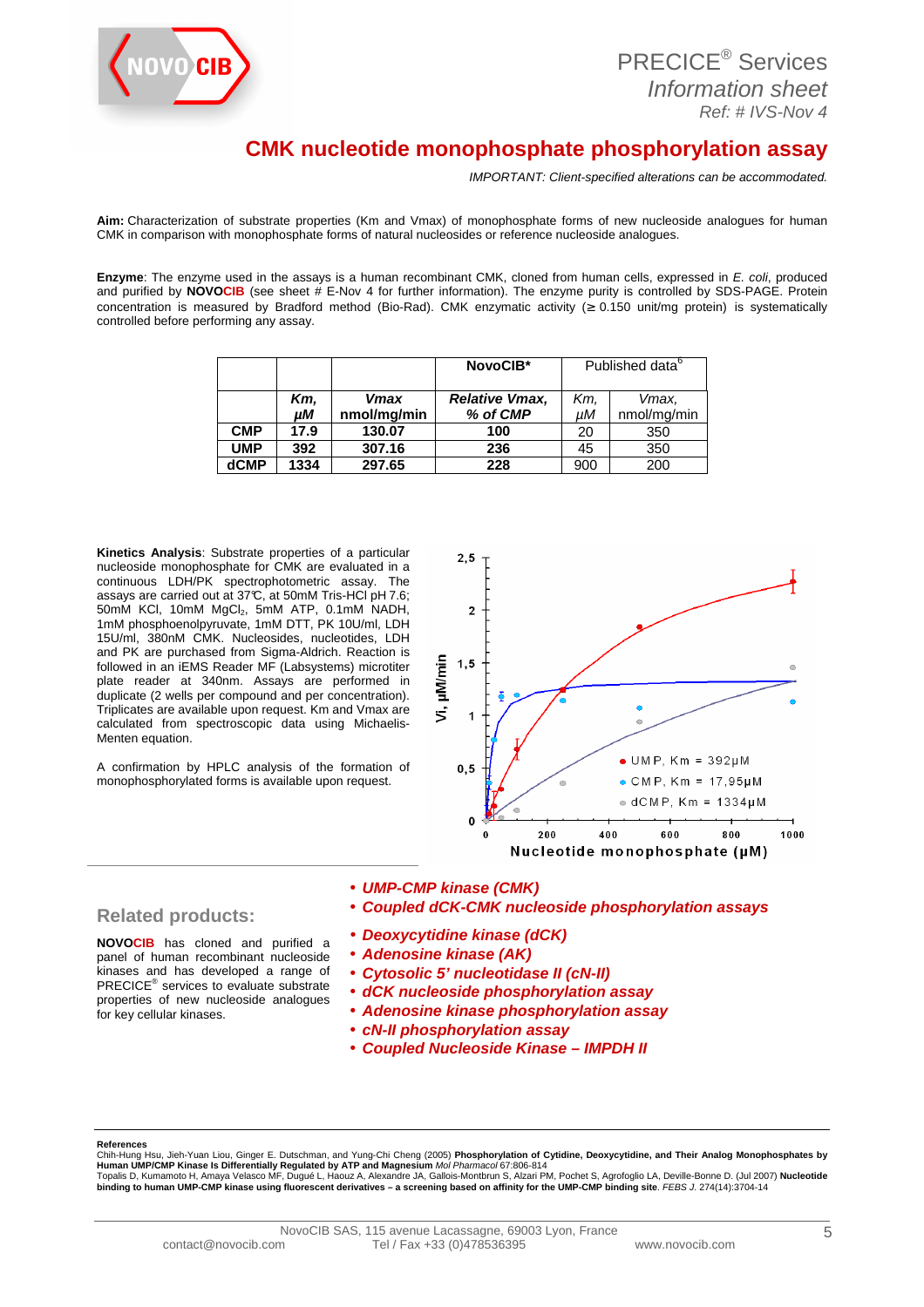# CMK nucleotide monophosphate phosphorylation assay

*IMPORTANT: Client-specified alterations can be accommodated.*

**Aim:** Characterization of substrate properties (Km and Vmax) of monophosphate forms of new nucleoside analogues for human CMK in comparison with monophosphate forms of natural nucleosides or reference nucleoside analogues.

**Enzyme**: The enzyme used in the assays is a human recombinant CMK, cloned from human cells, expressed in *E. coli*, produced and purified by **NOVOCIB** (see sheet # E-Nov 4 for further information). The enzyme purity is controlled by SDS-PAGE. Protein concentration is measured by Bradford method (Bio-Rad). CMK enzymatic activity (≥ 0.150 unit/mg protein) is systematically controlled before performing any assay.

| | | | **NovoCIB*** | Published data[6] | |
|---|---|---|---|---|---|
| | ***Km, µM*** | ***Vmax nmol/mg/min*** | ***Relative Vmax, % of CMP*** | *Km, µM* | *Vmax,* nmol/mg/min |
| **CMP** | **17.9** | **130.07** | **100** | 20 | 350 |
| **UMP** | **392** | **307.16** | **236** | 45 | 350 |
| **dCMP** | **1334** | **297.65** | **228** | 900 | 200 |

**Kinetics Analysis**: Substrate properties of a particular nucleoside monophosphate for CMK are evaluated in a continuous LDH/PK spectrophotometric assay. The assays are carried out at 37°C, at 50mM Tris-HCl pH 7.6; 50mM KCl, 10mM $MgCl_2$, 5mM ATP, 0.1mM NADH, 1mM phosphoenolpyruvate, 1mM DTT, PK 10U/ml, LDH 15U/ml, 380nM CMK. Nucleosides, nucleotides, LDH and PK are purchased from Sigma-Aldrich. Reaction is followed in an iEMS Reader MF (Labsystems) microtiter plate reader at 340nm. Assays are performed in duplicate (2 wells per compound and per concentration). Triplicates are available upon request. Km and Vmax are calculated from spectroscopic data using Michaelis-Menten equation.

A confirmation by HPLC analysis of the formation of monophosphorylated forms is available upon request.

## Related products:

**NOVOCIB** has cloned and purified a panel of human recombinant nucleoside kinases and has developed a range of PRECICE® services to evaluate substrate properties of new nucleoside analogues for key cellular kinases.

- ***UMP-CMP kinase (CMK)***
- ***Coupled dCK-CMK nucleoside phosphorylation assays***
- ***Deoxycytidine kinase (dCK)***
- ***Adenosine kinase (AK)***
- ***Cytosolic 5' nucleotidase II (cN-II)***
- ***dCK nucleoside phosphorylation assay***
- ***Adenosine kinase phosphorylation assay***
- ***cN-II phosphorylation assay***
- ***Coupled Nucleoside Kinase – IMPDH II***

**References**

Chih-Hung Hsu, Jieh-Yuan Liou, Ginger E. Dutschman, and Yung-Chi Cheng (2005) **Phosphorylation of Cytidine, Deoxycytidine, and Their Analog Monophosphates by Human UMP/CMP Kinase Is Differentially Regulated by ATP and Magnesium** *Mol Pharmacol* 67:806-814

Topalis D, Kumamoto H, Amaya Velasco MF, Dugué L, Haouz A, Alexandre JA, Gallois-Montbrun S, Alzari PM, Pochet S, Agrofoglio LA, Deville-Bonne D. (Jul 2007) **Nucleotide binding to human UMP-CMP kinase using fluorescent derivatives – a screening based on affinity for the UMP-CMP binding site**. *FEBS J.* 274(14):3704-14

NovoCIB SAS, 115 avenue Lacassagne, 69003 Lyon, France
contact@novocib.com Tel / Fax +33 (0)478536395 www.novocib.com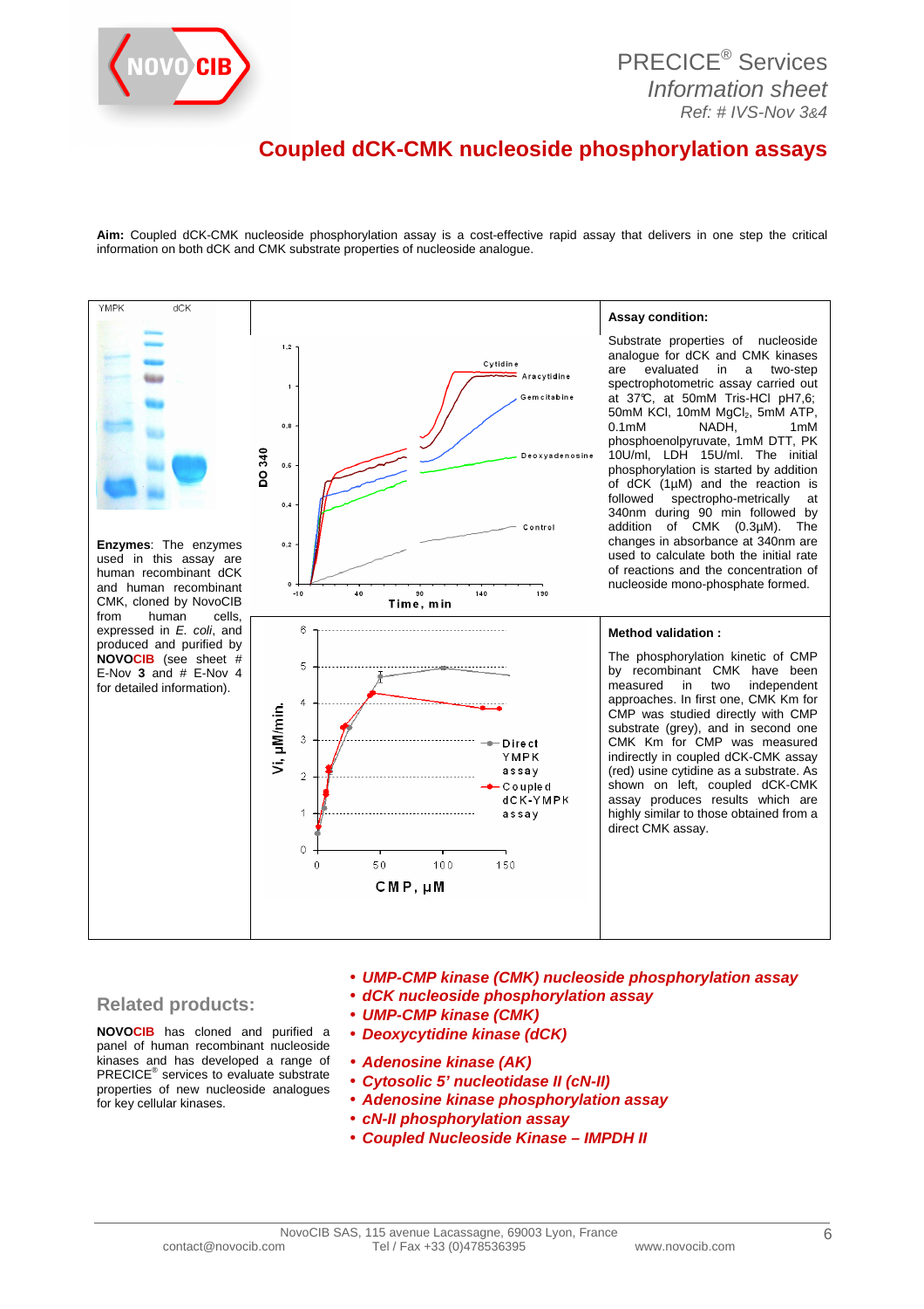PRECICE® Services
*Information sheet*
*Ref: # IVS-Nov 3&4*

# Coupled dCK-CMK nucleoside phosphorylation assays

**Aim:** Coupled dCK-CMK nucleoside phosphorylation assay is a cost-effective rapid assay that delivers in one step the critical information on both dCK and CMK substrate properties of nucleoside analogue.

**Enzymes**: The enzymes used in this assay are human recombinant dCK and human recombinant CMK, cloned by NovoCIB from human cells, expressed in *E. coli*, and produced and purified by **NOVOCIB** (see sheet # E-Nov **3** and # E-Nov 4 for detailed information).

**Assay condition:**

Substrate properties of nucleoside analogue for dCK and CMK kinases are evaluated in a two-step spectrophotometric assay carried out at 37℃, at 50mM Tris-HCl pH7,6; 50mM KCl, 10mM $MgCl_2$, 5mM ATP, 0.1mM NADH, 1mM phosphoenolpyruvate, 1mM DTT, PK 10U/ml, LDH 15U/ml. The initial phosphorylation is started by addition of dCK (1µM) and the reaction is followed spectropho-metrically at 340nm during 90 min followed by addition of CMK (0.3µM). The changes in absorbance at 340nm are used to calculate both the initial rate of reactions and the concentration of nucleoside mono-phosphate formed.

**Method validation :**

The phosphorylation kinetic of CMP by recombinant CMK have been measured in two independent approaches. In first one, CMK Km for CMP was studied directly with CMP substrate (grey), and in second one CMK Km for CMP was measured indirectly in coupled dCK-CMK assay (red) usine cytidine as a substrate. As shown on left, coupled dCK-CMK assay produces results which are highly similar to those obtained from a direct CMK assay.

## Related products:

**NOVOCIB** has cloned and purified a panel of human recombinant nucleoside kinases and has developed a range of PRECICE® services to evaluate substrate properties of new nucleoside analogues for key cellular kinases.

- ***UMP-CMP kinase (CMK) nucleoside phosphorylation assay***
- ***dCK nucleoside phosphorylation assay***
- ***UMP-CMP kinase (CMK)***
- ***Deoxycytidine kinase (dCK)***
- ***Adenosine kinase (AK)***
- ***Cytosolic 5' nucleotidase II (cN-II)***
- ***Adenosine kinase phosphorylation assay***
- ***cN-II phosphorylation assay***
- ***Coupled Nucleoside Kinase – IMPDH II***

NovoCIB SAS, 115 avenue Lacassagne, 69003 Lyon, France
contact@novocib.com Tel / Fax +33 (0)478536395 www.novocib.com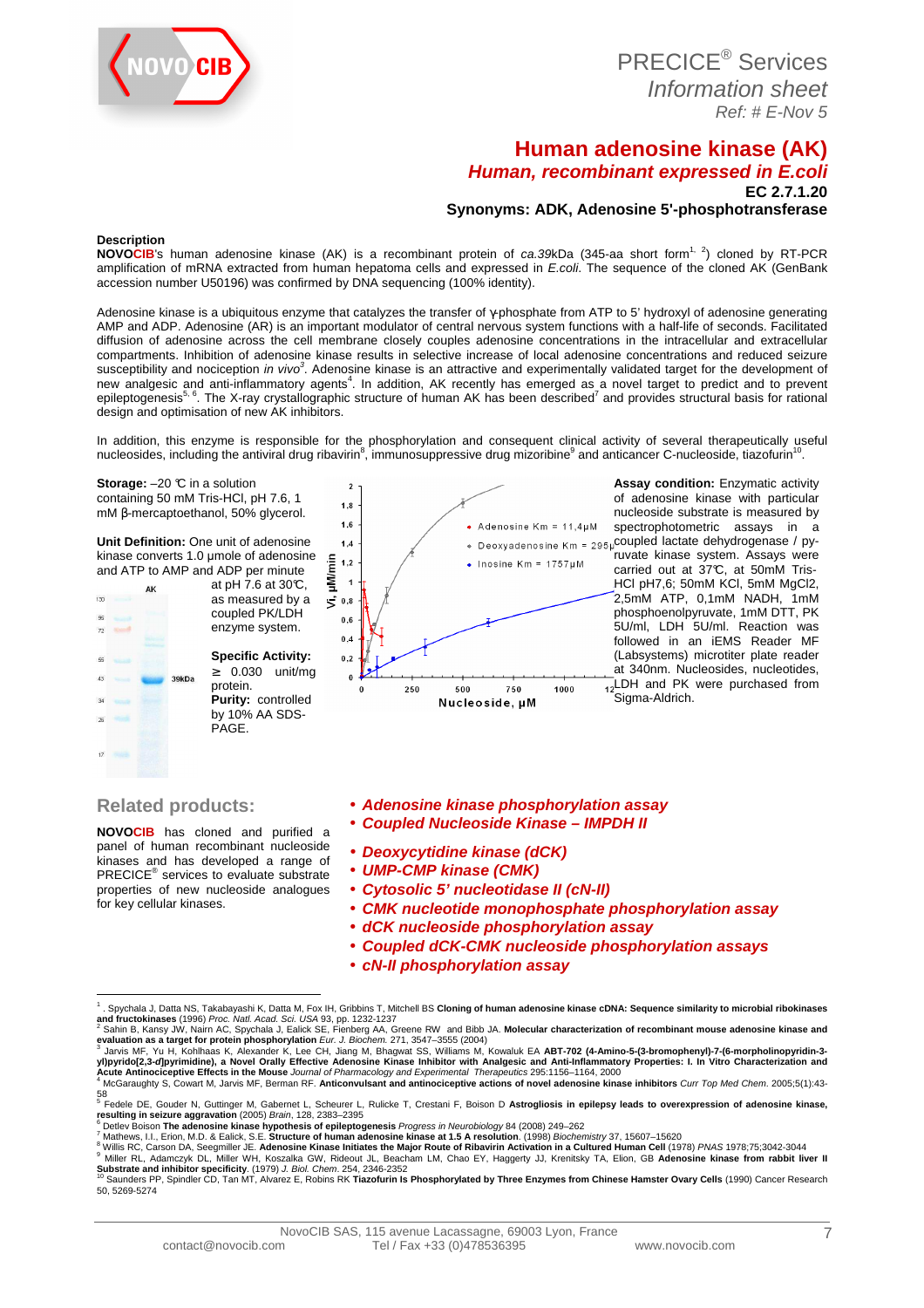# Human adenosine kinase (AK)

## *Human, recombinant expressed in E.coli*

**EC 2.7.1.20**

**Synonyms: ADK, Adenosine 5'-phosphotransferase**

### Description

**NOVOCIB**'s human adenosine kinase (AK) is a recombinant protein of *ca.*39kDa (345-aa short form[1, 2]) cloned by RT-PCR amplification of mRNA extracted from human hepatoma cells and expressed in *E.coli*. The sequence of the cloned AK (GenBank accession number U50196) was confirmed by DNA sequencing (100% identity).

Adenosine kinase is a ubiquitous enzyme that catalyzes the transfer of γ-phosphate from ATP to 5' hydroxyl of adenosine generating AMP and ADP. Adenosine (AR) is an important modulator of central nervous system functions with a half-life of seconds. Facilitated diffusion of adenosine across the cell membrane closely couples adenosine concentrations in the intracellular and extracellular compartments. Inhibition of adenosine kinase results in selective increase of local adenosine concentrations and reduced seizure susceptibility and nociception *in vivo*[3]. Adenosine kinase is an attractive and experimentally validated target for the development of new analgesic and anti-inflammatory agents[4]. In addition, AK recently has emerged as a novel target to predict and to prevent epileptogenesis[5, 6]. The X-ray crystallographic structure of human AK has been described[7] and provides structural basis for rational design and optimisation of new AK inhibitors.

In addition, this enzyme is responsible for the phosphorylation and consequent clinical activity of several therapeutically useful nucleosides, including the antiviral drug ribavirin[8], immunosuppressive drug mizoribine[9] and anticancer C-nucleoside, tiazofurin[10].

**Storage:** –20 ℃ in a solution containing 50 mM Tris-HCl, pH 7.6, 1 mM β-mercaptoethanol, 50% glycerol.

**Unit Definition:** One unit of adenosine kinase converts 1.0 µmole of adenosine and ATP to AMP and ADP per minute at pH 7.6 at 30℃, as measured by a coupled PK/LDH enzyme system.

**Specific Activity:** ≥ 0.030 unit/mg protein.

**Purity:** controlled by 10% AA SDS-PAGE.

AK — 39kDa

Adenosine Km = 11,4µM
Deoxyadenosine Km = 295µM
Inosine Km = 1757µM

Vi, µM/min vs Nucleoside, µM

**Assay condition:** Enzymatic activity of adenosine kinase with particular nucleoside substrate is measured by spectrophotometric assays in a coupled lactate dehydrogenase / pyruvate kinase system. Assays were carried out at 37℃, at 50mM Tris-HCl pH7,6; 50mM KCl, 5mM MgCl2, 2,5mM ATP, 0,1mM NADH, 1mM phosphoenolpyruvate, 1mM DTT, PK 5U/ml, LDH 5U/ml. Reaction was followed in an iEMS Reader MF (Labsystems) microtiter plate reader at 340nm. Nucleosides, nucleotides, LDH and PK were purchased from Sigma-Aldrich.

## Related products:

**NOVOCIB** has cloned and purified a panel of human recombinant nucleoside kinases and has developed a range of PRECICE® services to evaluate substrate properties of new nucleoside analogues for key cellular kinases.

- ***Adenosine kinase phosphorylation assay***
- ***Coupled Nucleoside Kinase – IMPDH II***
- ***Deoxycytidine kinase (dCK)***
- ***UMP-CMP kinase (CMK)***
- ***Cytosolic 5' nucleotidase II (cN-II)***
- ***CMK nucleotide monophosphate phosphorylation assay***
- ***dCK nucleoside phosphorylation assay***
- ***Coupled dCK-CMK nucleoside phosphorylation assays***
- ***cN-II phosphorylation assay***

---

[1] . Spychala J, Datta NS, Takabayashi K, Datta M, Fox IH, Gribbins T, Mitchell BS **Cloning of human adenosine kinase cDNA: Sequence similarity to microbial ribokinases and fructokinases** (1996) *Proc. Natl. Acad. Sci. USA* 93, pp. 1232-1237

[2] Sahin B, Kansy JW, Nairn AC, Spychala J, Ealick SE, Fienberg AA, Greene RW and Bibb JA. **Molecular characterization of recombinant mouse adenosine kinase and evaluation as a target for protein phosphorylation** *Eur. J. Biochem.* 271, 3547–3555 (2004)

[3] Jarvis MF, Yu H, Kohlhaas K, Alexander K, Lee CH, Jiang M, Bhagwat SS, Williams M, Kowaluk EA **ABT-702 (4-Amino-5-(3-bromophenyl)-7-(6-morpholinopyridin-3-yl)pyrido[2,3-d]pyrimidine), a Novel Orally Effective Adenosine Kinase Inhibitor with Analgesic and Anti-Inflammatory Properties: I. In Vitro Characterization and Acute Antinociceptive Effects in the Mouse** *Journal of Pharmacology and Experimental Therapeutics* 295:1156–1164, 2000

[4] McGaraughty S, Cowart M, Jarvis MF, Berman RF. **Anticonvulsant and antinociceptive actions of novel adenosine kinase inhibitors** *Curr Top Med Chem*. 2005;5(1):43-58

[5] Fedele DE, Gouder N, Guttinger M, Gabernet L, Scheurer L, Rulicke T, Crestani F, Boison D **Astrogliosis in epilepsy leads to overexpression of adenosine kinase, resulting in seizure aggravation** (2005) *Brain*, 128, 2383–2395

[6] Detlev Boison **The adenosine kinase hypothesis of epileptogenesis** *Progress in Neurobiology* 84 (2008) 249–262

[7] Mathews, I.I., Erion, M.D. & Ealick, S.E. **Structure of human adenosine kinase at 1.5 A resolution**. (1998) *Biochemistry* 37, 15607–15620

[8] Willis RC, Carson DA, Seegmiller JE. **Adenosine Kinase Initiates the Major Route of Ribavirin Activation in a Cultured Human Cell** (1978) *PNAS* 1978;75;3042-3044

[9] Miller RL, Adamczyk DL, Miller WH, Koszalka GW, Rideout JL, Beacham LM, Chao EY, Haggerty JJ, Krenitsky TA, Elion, GB **Adenosine kinase from rabbit liver II Substrate and inhibitor specificity**. (1979) *J. Biol. Chem*. 254, 2346-2352

[10] Saunders PP, Spindler CD, Tan MT, Alvarez E, Robins RK **Tiazofurin Is Phosphorylated by Three Enzymes from Chinese Hamster Ovary Cells** (1990) Cancer Research 50, 5269-5274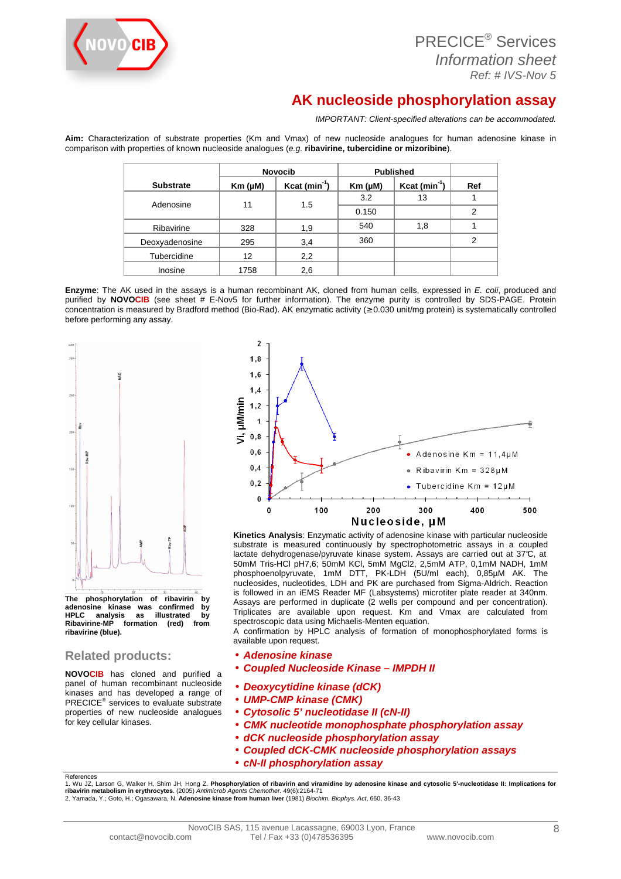# AK nucleoside phosphorylation assay

*IMPORTANT: Client-specified alterations can be accommodated.*

**Aim:** Characterization of substrate properties (Km and Vmax) of new nucleoside analogues for human adenosine kinase in comparison with properties of known nucleoside analogues (*e.g.* **ribavirine, tubercidine or mizoribine**).

| Substrate | Novocib | | Published | | |
|---|---|---|---|---|---|
| | Km (µM) | Kcat ($min^{-1}$) | Km (µM) | Kcat ($min^{-1}$) | Ref |
| Adenosine | 11 | 1.5 | 3.2 | 13 | 1 |
| | | | 0.150 | | 2 |
| Ribavirine | 328 | 1,9 | 540 | 1,8 | 1 |
| Deoxyadenosine | 295 | 3,4 | 360 | | 2 |
| Tubercidine | 12 | 2,2 | | | |
| Inosine | 1758 | 2,6 | | | |

**Enzyme**: The AK used in the assays is a human recombinant AK, cloned from human cells, expressed in *E. coli*, produced and purified by **NOVOCIB** (see sheet # E-Nov5 for further information). The enzyme purity is controlled by SDS-PAGE. Protein concentration is measured by Bradford method (Bio-Rad). AK enzymatic activity (≥ 0.030 unit/mg protein) is systematically controlled before performing any assay.

**The phosphorylation of ribavirin by adenosine kinase was confirmed by HPLC analysis as illustrated by Ribavirine-MP formation (red) from ribavirine (blue).**

**Kinetics Analysis**: Enzymatic activity of adenosine kinase with particular nucleoside substrate is measured continuously by spectrophotometric assays in a coupled lactate dehydrogenase/pyruvate kinase system. Assays are carried out at 37°C, at 50mM Tris-HCl pH7,6; 50mM KCl, 5mM $MgCl_2$, 2,5mM ATP, 0,1mM NADH, 1mM phosphoenolpyruvate, 1mM DTT, PK-LDH (5U/ml each), 0,85µM AK. The nucleosides, nucleotides, LDH and PK are purchased from Sigma-Aldrich. Reaction is followed in an iEMS Reader MF (Labsystems) microtiter plate reader at 340nm. Assays are performed in duplicate (2 wells per compound and per concentration). Triplicates are available upon request. Km and Vmax are calculated from spectroscopic data using Michaelis-Menten equation.
A confirmation by HPLC analysis of formation of monophosphorylated forms is available upon request.

## Related products:

**NOVOCIB** has cloned and purified a panel of human recombinant nucleoside kinases and has developed a range of PRECICE® services to evaluate substrate properties of new nucleoside analogues for key cellular kinases.

- ***Adenosine kinase***
- ***Coupled Nucleoside Kinase – IMPDH II***
- ***Deoxycytidine kinase (dCK)***
- ***UMP-CMP kinase (CMK)***
- ***Cytosolic 5' nucleotidase II (cN-II)***
- ***CMK nucleotide monophosphate phosphorylation assay***
- ***dCK nucleoside phosphorylation assay***
- ***Coupled dCK-CMK nucleoside phosphorylation assays***
- ***cN-II phosphorylation assay***

References
1. Wu JZ, Larson G, Walker H, Shim JH, Hong Z. **Phosphorylation of ribavirin and viramidine by adenosine kinase and cytosolic 5'-nucleotidase II: Implications for ribavirin metabolism in erythrocytes**. (2005) *Antimicrob Agents Chemother.* 49(6):2164-71
2. Yamada, Y.; Goto, H.; Ogasawara, N. **Adenosine kinase from human liver** (1981) *Biochim. Biophys. Act*, 660, 36-43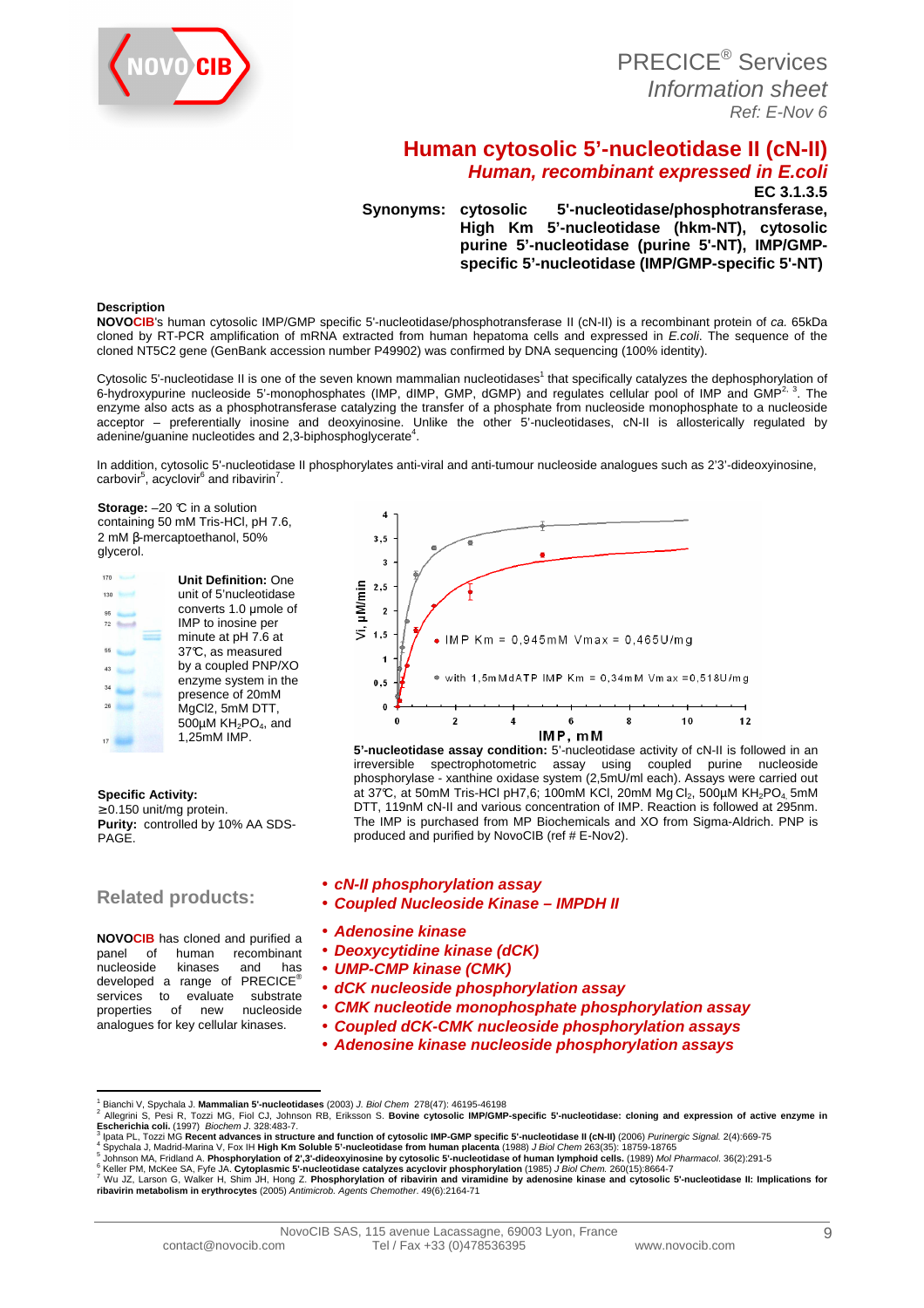PRECICE® Services
*Information sheet*
*Ref: E-Nov 6*

# Human cytosolic 5'-nucleotidase II (cN-II)

## *Human, recombinant expressed in E.coli*

**EC 3.1.3.5**

**Synonyms: cytosolic 5'-nucleotidase/phosphotransferase, High Km 5'-nucleotidase (hkm-NT), cytosolic purine 5'-nucleotidase (purine 5'-NT), IMP/GMP-specific 5'-nucleotidase (IMP/GMP-specific 5'-NT)**

**Description**

**NOVOCIB**'s human cytosolic IMP/GMP specific 5'-nucleotidase/phosphotransferase II (cN-II) is a recombinant protein of *ca.* 65kDa cloned by RT-PCR amplification of mRNA extracted from human hepatoma cells and expressed in *E.coli*. The sequence of the cloned NT5C2 gene (GenBank accession number P49902) was confirmed by DNA sequencing (100% identity).

Cytosolic 5'-nucleotidase II is one of the seven known mammalian nucleotidases[1] that specifically catalyzes the dephosphorylation of 6-hydroxypurine nucleoside 5'-monophosphates (IMP, dIMP, GMP, dGMP) and regulates cellular pool of IMP and GMP[2, 3]. The enzyme also acts as a phosphotransferase catalyzing the transfer of a phosphate from nucleoside monophosphate to a nucleoside acceptor – preferentially inosine and deoxyinosine. Unlike the other 5'-nucleotidases, cN-II is allosterically regulated by adenine/guanine nucleotides and 2,3-biphosphoglycerate[4].

In addition, cytosolic 5'-nucleotidase II phosphorylates anti-viral and anti-tumour nucleoside analogues such as 2'3'-dideoxyinosine, carbovir[5], acyclovir[6] and ribavirin[7].

**Storage:** –20 °C in a solution containing 50 mM Tris-HCl, pH 7.6, 2 mM β-mercaptoethanol, 50% glycerol.

**Unit Definition:** One unit of 5'nucleotidase converts 1.0 µmole of IMP to inosine per minute at pH 7.6 at 37°C, as measured by a coupled PNP/XO enzyme system in the presence of 20mM MgCl2, 5mM DTT, 500µM $KH_2PO_4$, and 1,25mM IMP.

**Specific Activity:**
≥0.150 unit/mg protein.
**Purity:** controlled by 10% AA SDS-PAGE.

**5'-nucleotidase assay condition:** 5'-nucleotidase activity of cN-II is followed in an irreversible spectrophotometric assay using coupled purine nucleoside phosphorylase - xanthine oxidase system (2,5mU/ml each). Assays were carried out at 37°C, at 50mM Tris-HCl pH7,6; 100mM KCl, 20mM $MgCl_2$, 500µM $KH_2PO_4$, 5mM DTT, 119nM cN-II and various concentration of IMP. Reaction is followed at 295nm. The IMP is purchased from MP Biochemicals and XO from Sigma-Aldrich. PNP is produced and purified by NovoCIB (ref # E-Nov2).

## Related products:

**NOVOCIB** has cloned and purified a panel of human recombinant nucleoside kinases and has developed a range of PRECICE® services to evaluate substrate properties of new nucleoside analogues for key cellular kinases.

- ***cN-II phosphorylation assay***
- ***Coupled Nucleoside Kinase – IMPDH II***
- ***Adenosine kinase***
- ***Deoxycytidine kinase (dCK)***
- ***UMP-CMP kinase (CMK)***
- ***dCK nucleoside phosphorylation assay***
- ***CMK nucleotide monophosphate phosphorylation assay***
- ***Coupled dCK-CMK nucleoside phosphorylation assays***
- ***Adenosine kinase nucleoside phosphorylation assays***

---

[1] Bianchi V, Spychala J. **Mammalian 5'-nucleotidases** (2003) *J. Biol Chem* 278(47): 46195-46198
[2] Allegrini S, Pesi R, Tozzi MG, Fiol CJ, Johnson RB, Eriksson S. **Bovine cytosolic IMP/GMP-specific 5'-nucleotidase: cloning and expression of active enzyme in Escherichia coli.** (1997) *Biochem J.* 328:483-7.
[3] Ipata PL, Tozzi MG **Recent advances in structure and function of cytosolic IMP-GMP specific 5'-nucleotidase II (cN-II)** (2006) *Purinergic Signal.* 2(4):669-75
[4] Spychala J, Madrid-Marina V, Fox IH **High Km Soluble 5'-nucleotidase from human placenta** (1988) *J Biol Chem* 263(35): 18759-18765
[5] Johnson MA, Fridland A. **Phosphorylation of 2',3'-dideoxyinosine by cytosolic 5'-nucleotidase of human lymphoid cells.** (1989) *Mol Pharmacol.* 36(2):291-5
[6] Keller PM, McKee SA, Fyfe JA. **Cytoplasmic 5'-nucleotidase catalyzes acyclovir phosphorylation** (1985) *J Biol Chem.* 260(15):8664-7
[7] Wu JZ, Larson G, Walker H, Shim JH, Hong Z. **Phosphorylation of ribavirin and viramidine by adenosine kinase and cytosolic 5'-nucleotidase II: Implications for ribavirin metabolism in erythrocytes** (2005) *Antimicrob. Agents Chemother.* 49(6):2164-71

NovoCIB SAS, 115 avenue Lacassagne, 69003 Lyon, France
contact@novocib.com Tel / Fax +33 (0)478536395 www.novocib.com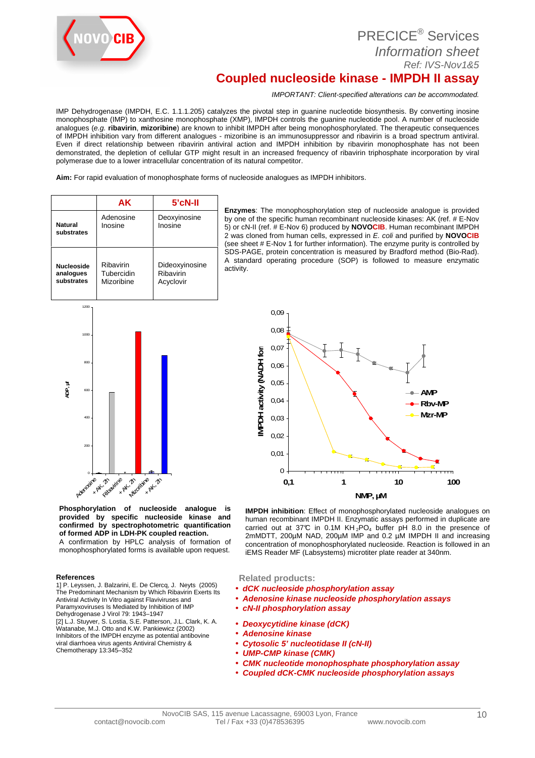PRECICE® Services
*Information sheet*
*Ref: IVS-Nov1&5*

# Coupled nucleoside kinase - IMPDH II assay

*IMPORTANT: Client-specified alterations can be accommodated.*

IMP Dehydrogenase (IMPDH, E.C. 1.1.1.205) catalyzes the pivotal step in guanine nucleotide biosynthesis. By converting inosine monophosphate (IMP) to xanthosine monophosphate (XMP), IMPDH controls the guanine nucleotide pool. A number of nucleoside analogues (*e.g.* **ribavirin**, **mizoribine**) are known to inhibit IMPDH after being monophosphorylated. The therapeutic consequences of IMPDH inhibition vary from different analogues - mizoribine is an immunosuppressor and ribavirin is a broad spectrum antiviral. Even if direct relationship between ribavirin antiviral action and IMPDH inhibition by ribavirin monophosphate has not been demonstrated, the depletion of cellular GTP might result in an increased frequency of ribavirin triphosphate incorporation by viral polymerase due to a lower intracellular concentration of its natural competitor.

**Aim:** For rapid evaluation of monophosphate forms of nucleoside analogues as IMPDH inhibitors.

| | AK | 5'cN-II |
|---|---|---|
| **Natural substrates** | Adenosine<br>Inosine | Deoxyinosine<br>Inosine |
| **Nucleoside analogues substrates** | Ribavirin<br>Tubercidin<br>Mizoribine | Dideoxyinosine<br>Ribavirin<br>Acyclovir |

**Enzymes**: The monophosphorylation step of nucleoside analogue is provided by one of the specific human recombinant nucleoside kinases: AK (ref. # E-Nov 5) or cN-II (ref. # E-Nov 6) produced by **NOVOCIB**. Human recombinant IMPDH 2 was cloned from human cells, expressed in *E. coli* and purified by **NOVOCIB** (see sheet # E-Nov 1 for further information). The enzyme purity is controlled by SDS-PAGE, protein concentration is measured by Bradford method (Bio-Rad). A standard operating procedure (SOP) is followed to measure enzymatic activity.

ADP, µM
1200
1000
800
600
400
200
0
Adenosine
+ AK, 2h
Ribavirine
+ AK, 2h
Mizoribine
+ AK, 2h

**Phosphorylation of nucleoside analogue is provided by specific nucleoside kinase and confirmed by spectrophotometric quantification of formed ADP in LDH-PK coupled reaction.**
A confirmation by HPLC analysis of formation of monophosphorylated forms is available upon request.

IMPDH activity (NADH for
0,09
0,08
0,07
0,06
0,05
0,04
0,03
0,02
0,01
0
0,1
1
10
100
NMP, µM
AMP
Rbv-MP
Mzr-MP

**IMPDH inhibition**: Effect of monophosphorylated nucleoside analogues on human recombinant IMPDH II. Enzymatic assays performed in duplicate are carried out at 37°C in 0.1M $KH_2PO_4$ buffer pH 8.0 in the presence of 2mMDTT, 200µM NAD, 200µM IMP and 0.2 µM IMPDH II and increasing concentration of monophosphorylated nucleoside. Reaction is followed in an iEMS Reader MF (Labsystems) microtiter plate reader at 340nm.

**References**

1] P. Leyssen, J. Balzarini, E. De Clercq, J. Neyts (2005) The Predominant Mechanism by Which Ribavirin Exerts Its Antiviral Activity In Vitro against Flaviviruses and Paramyxoviruses Is Mediated by Inhibition of IMP Dehydrogenase J Virol 79: 1943–1947
[2] L.J. Stuyver, S. Lostia, S.E. Patterson, J.L. Clark, K. A. Watanabe, M.J. Otto and K.W. Pankiewicz (2002) Inhibitors of the IMPDH enzyme as potential antibovine viral diarrhoea virus agents Antiviral Chemistry & Chemotherapy 13:345–352

**Related products:**

- ***dCK nucleoside phosphorylation assay***
- ***Adenosine kinase nucleoside phosphorylation assays***
- ***cN-II phosphorylation assay***
- ***Deoxycytidine kinase (dCK)***
- ***Adenosine kinase***
- ***Cytosolic 5' nucleotidase II (cN-II)***
- ***UMP-CMP kinase (CMK)***
- ***CMK nucleotide monophosphate phosphorylation assay***
- ***Coupled dCK-CMK nucleoside phosphorylation assays***

NovoCIB SAS, 115 avenue Lacassagne, 69003 Lyon, France
contact@novocib.com Tel / Fax +33 (0)478536395 www.novocib.com